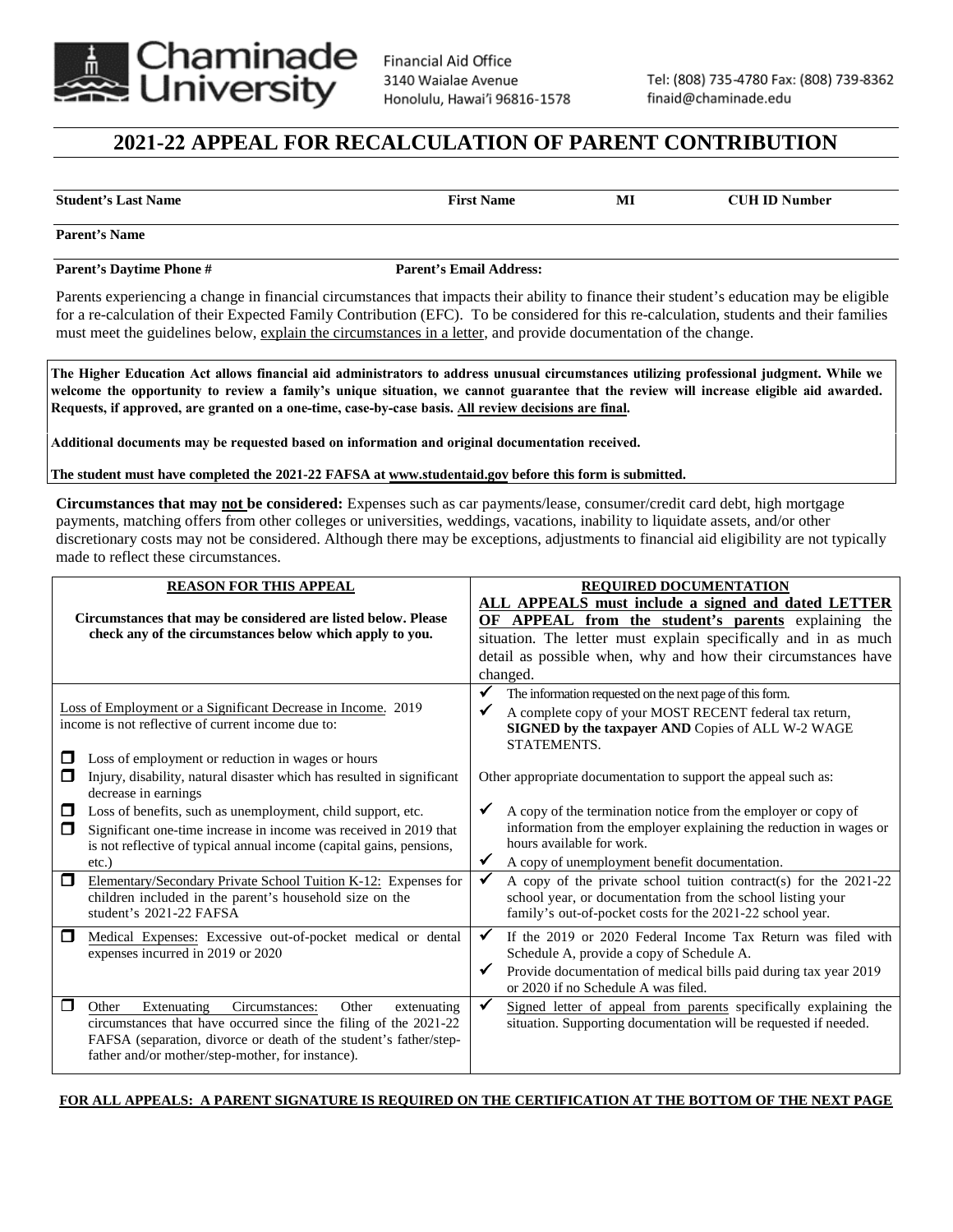Chaminade University

Financial Aid Office
3140 Waialae Avenue
Honolulu, Hawai'i 96816-1578

Tel: (808) 735-4780 Fax: (808) 739-8362
finaid@chaminade.edu

# 2021-22 APPEAL FOR RECALCULATION OF PARENT CONTRIBUTION

| **Student's Last Name** | **First Name** | **MI** | **CUH ID Number** |
|---|---|---|---|

**Parent's Name**

**Parent's Daytime Phone #** **Parent's Email Address:**

Parents experiencing a change in financial circumstances that impacts their ability to finance their student's education may be eligible for a re-calculation of their Expected Family Contribution (EFC). To be considered for this re-calculation, students and their families must meet the guidelines below, explain the circumstances in a letter, and provide documentation of the change.

**The Higher Education Act allows financial aid administrators to address unusual circumstances utilizing professional judgment. While we welcome the opportunity to review a family's unique situation, we cannot guarantee that the review will increase eligible aid awarded. Requests, if approved, are granted on a one-time, case-by-case basis. All review decisions are final.**

**Additional documents may be requested based on information and original documentation received.**

**The student must have completed the 2021-22 FAFSA at www.studentaid.gov before this form is submitted.**

**Circumstances that may not be considered:** Expenses such as car payments/lease, consumer/credit card debt, high mortgage payments, matching offers from other colleges or universities, weddings, vacations, inability to liquidate assets, and/or other discretionary costs may not be considered. Although there may be exceptions, adjustments to financial aid eligibility are not typically made to reflect these circumstances.

| **REASON FOR THIS APPEAL**<br><br>**Circumstances that may be considered are listed below. Please check any of the circumstances below which apply to you.** | **REQUIRED DOCUMENTATION**<br>**ALL APPEALS must include a signed and dated LETTER OF APPEAL from the student's parents** explaining the situation. The letter must explain specifically and in as much detail as possible when, why and how their circumstances have changed. |
|---|---|
| Loss of Employment or a Significant Decrease in Income. 2019 income is not reflective of current income due to:<br>☐ Loss of employment or reduction in wages or hours<br>☐ Injury, disability, natural disaster which has resulted in significant decrease in earnings<br>☐ Loss of benefits, such as unemployment, child support, etc.<br>☐ Significant one-time increase in income was received in 2019 that is not reflective of typical annual income (capital gains, pensions, etc.) | ✓ The information requested on the next page of this form.<br>✓ A complete copy of your MOST RECENT federal tax return, **SIGNED by the taxpayer AND** Copies of ALL W-2 WAGE STATEMENTS.<br><br>Other appropriate documentation to support the appeal such as:<br><br>✓ A copy of the termination notice from the employer or copy of information from the employer explaining the reduction in wages or hours available for work.<br>✓ A copy of unemployment benefit documentation. |
| ☐ Elementary/Secondary Private School Tuition K-12: Expenses for children included in the parent's household size on the student's 2021-22 FAFSA | ✓ A copy of the private school tuition contract(s) for the 2021-22 school year, or documentation from the school listing your family's out-of-pocket costs for the 2021-22 school year. |
| ☐ Medical Expenses: Excessive out-of-pocket medical or dental expenses incurred in 2019 or 2020 | ✓ If the 2019 or 2020 Federal Income Tax Return was filed with Schedule A, provide a copy of Schedule A.<br>✓ Provide documentation of medical bills paid during tax year 2019 or 2020 if no Schedule A was filed. |
| ☐ Other Extenuating Circumstances: Other extenuating circumstances that have occurred since the filing of the 2021-22 FAFSA (separation, divorce or death of the student's father/step-father and/or mother/step-mother, for instance). | ✓ Signed letter of appeal from parents specifically explaining the situation. Supporting documentation will be requested if needed. |

**FOR ALL APPEALS: A PARENT SIGNATURE IS REQUIRED ON THE CERTIFICATION AT THE BOTTOM OF THE NEXT PAGE**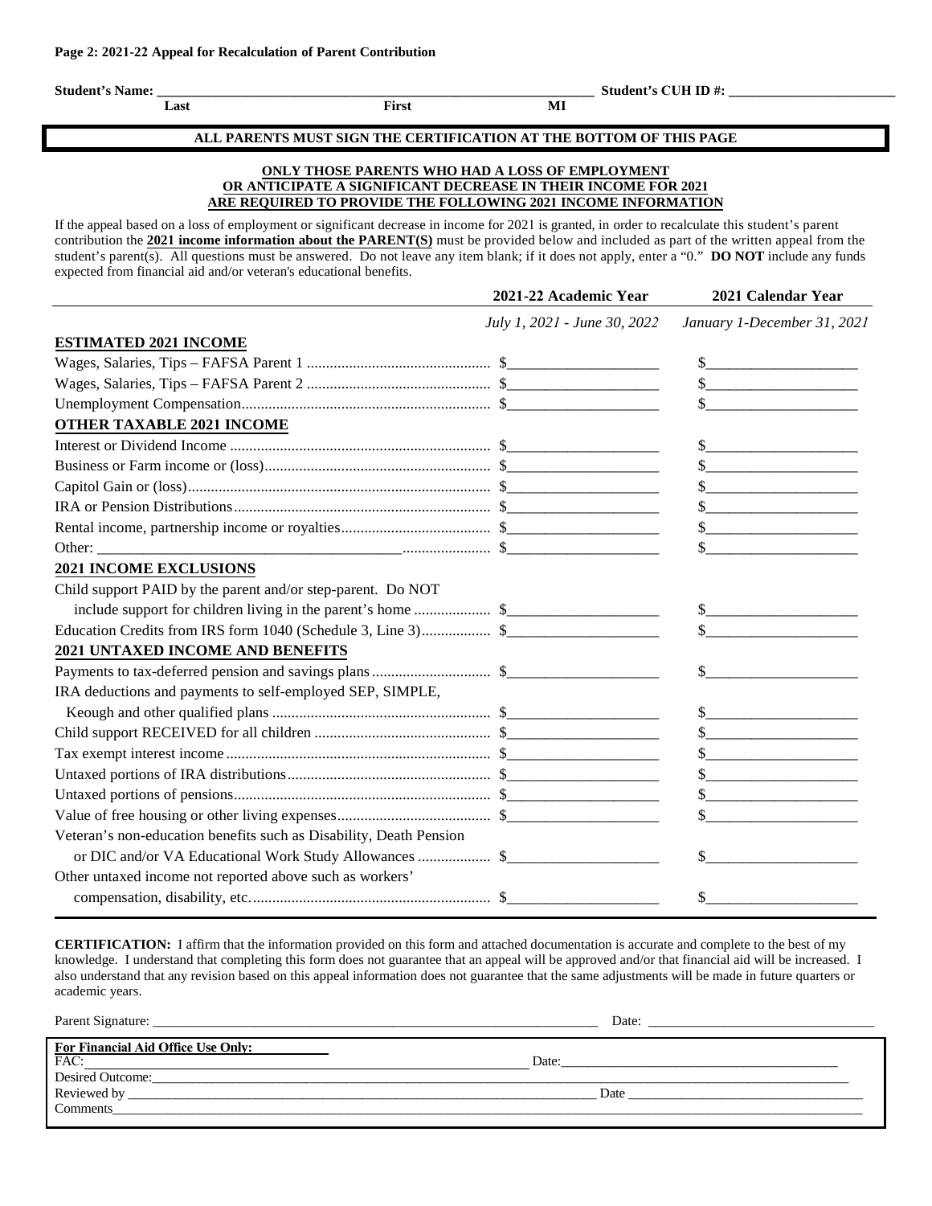**Page 2: 2021-22 Appeal for Recalculation of Parent Contribution**

**Student's Name:** ______________________________________________ **Student's CUH ID #:** ____________________
Last First MI

**ALL PARENTS MUST SIGN THE CERTIFICATION AT THE BOTTOM OF THIS PAGE**

**ONLY THOSE PARENTS WHO HAD A LOSS OF EMPLOYMENT OR ANTICIPATE A SIGNIFICANT DECREASE IN THEIR INCOME FOR 2021 ARE REQUIRED TO PROVIDE THE FOLLOWING 2021 INCOME INFORMATION**

If the appeal based on a loss of employment or significant decrease in income for 2021 is granted, in order to recalculate this student's parent contribution the **2021 income information about the PARENT(S)** must be provided below and included as part of the written appeal from the student's parent(s). All questions must be answered. Do not leave any item blank; if it does not apply, enter a "0." **DO NOT** include any funds expected from financial aid and/or veteran's educational benefits.

| | 2021-22 Academic Year | 2021 Calendar Year |
|---|---|---|
| | *July 1, 2021 - June 30, 2022* | *January 1-December 31, 2021* |
| **ESTIMATED 2021 INCOME** | | |
| Wages, Salaries, Tips – FAFSA Parent 1 | $____________ | $____________ |
| Wages, Salaries, Tips – FAFSA Parent 2 | $____________ | $____________ |
| Unemployment Compensation | $____________ | $____________ |
| **OTHER TAXABLE 2021 INCOME** | | |
| Interest or Dividend Income | $____________ | $____________ |
| Business or Farm income or (loss) | $____________ | $____________ |
| Capitol Gain or (loss) | $____________ | $____________ |
| IRA or Pension Distributions | $____________ | $____________ |
| Rental income, partnership income or royalties | $____________ | $____________ |
| Other: ______________________ | $____________ | $____________ |
| **2021 INCOME EXCLUSIONS** | | |
| Child support PAID by the parent and/or step-parent. Do NOT include support for children living in the parent's home | $____________ | $____________ |
| Education Credits from IRS form 1040 (Schedule 3, Line 3) | $____________ | $____________ |
| **2021 UNTAXED INCOME AND BENEFITS** | | |
| Payments to tax-deferred pension and savings plans | $____________ | $____________ |
| IRA deductions and payments to self-employed SEP, SIMPLE, Keough and other qualified plans | $____________ | $____________ |
| Child support RECEIVED for all children | $____________ | $____________ |
| Tax exempt interest income | $____________ | $____________ |
| Untaxed portions of IRA distributions | $____________ | $____________ |
| Untaxed portions of pensions | $____________ | $____________ |
| Value of free housing or other living expenses | $____________ | $____________ |
| Veteran's non-education benefits such as Disability, Death Pension or DIC and/or VA Educational Work Study Allowances | $____________ | $____________ |
| Other untaxed income not reported above such as workers' compensation, disability, etc. | $____________ | $____________ |

**CERTIFICATION:** I affirm that the information provided on this form and attached documentation is accurate and complete to the best of my knowledge. I understand that completing this form does not guarantee that an appeal will be approved and/or that financial aid will be increased. I also understand that any revision based on this appeal information does not guarantee that the same adjustments will be made in future quarters or academic years.

Parent Signature: ______________________________________________ Date: ____________________

**For Financial Aid Office Use Only:**
FAC: ______________________________ Date: ______________________________
Desired Outcome: ______________________________________________
Reviewed by ______________________________ Date ______________________________
Comments______________________________________________